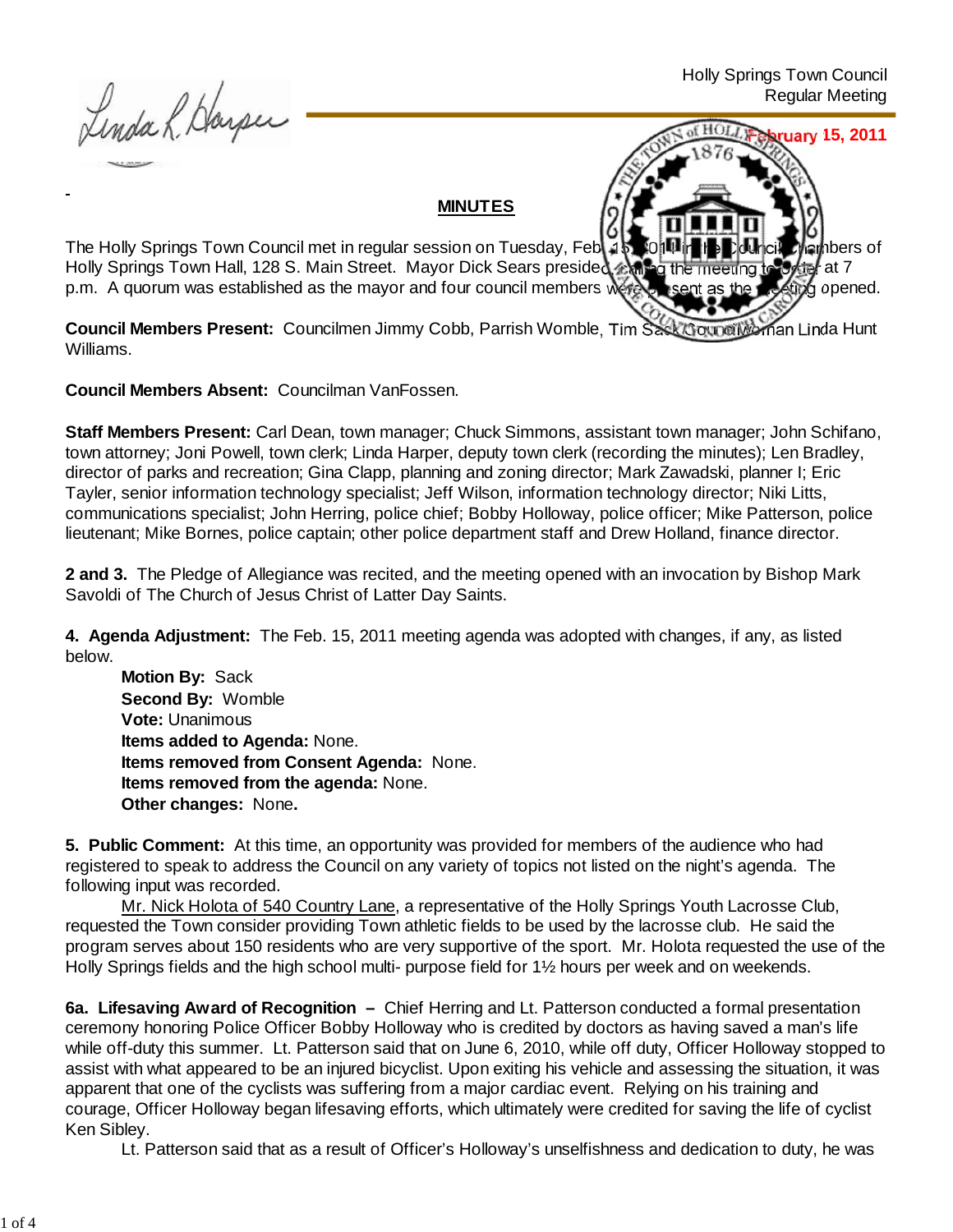Holly Springs Town Council
Regular Meeting

February 15, 2011

## MINUTES

The Holly Springs Town Council met in regular session on Tuesday, Feb. 15, 2011 in the Council Chambers of Holly Springs Town Hall, 128 S. Main Street. Mayor Dick Sears presided, calling the meeting to order at 7 p.m. A quorum was established as the mayor and four council members were present as the meeting opened.

**Council Members Present:** Councilmen Jimmy Cobb, Parrish Womble, Tim Sack, Councilwoman Linda Hunt Williams.

**Council Members Absent:** Councilman VanFossen.

**Staff Members Present:** Carl Dean, town manager; Chuck Simmons, assistant town manager; John Schifano, town attorney; Joni Powell, town clerk; Linda Harper, deputy town clerk (recording the minutes); Len Bradley, director of parks and recreation; Gina Clapp, planning and zoning director; Mark Zawadski, planner I; Eric Tayler, senior information technology specialist; Jeff Wilson, information technology director; Niki Litts, communications specialist; John Herring, police chief; Bobby Holloway, police officer; Mike Patterson, police lieutenant; Mike Bornes, police captain; other police department staff and Drew Holland, finance director.

**2 and 3.** The Pledge of Allegiance was recited, and the meeting opened with an invocation by Bishop Mark Savoldi of The Church of Jesus Christ of Latter Day Saints.

**4. Agenda Adjustment:** The Feb. 15, 2011 meeting agenda was adopted with changes, if any, as listed below.

> **Motion By:** Sack
> **Second By:** Womble
> **Vote:** Unanimous
> **Items added to Agenda:** None.
> **Items removed from Consent Agenda:** None.
> **Items removed from the agenda:** None.
> **Other changes:** None.

**5. Public Comment:** At this time, an opportunity was provided for members of the audience who had registered to speak to address the Council on any variety of topics not listed on the night's agenda. The following input was recorded.

Mr. Nick Holota of 540 Country Lane, a representative of the Holly Springs Youth Lacrosse Club, requested the Town consider providing Town athletic fields to be used by the lacrosse club. He said the program serves about 150 residents who are very supportive of the sport. Mr. Holota requested the use of the Holly Springs fields and the high school multi- purpose field for 1½ hours per week and on weekends.

**6a. Lifesaving Award of Recognition –** Chief Herring and Lt. Patterson conducted a formal presentation ceremony honoring Police Officer Bobby Holloway who is credited by doctors as having saved a man's life while off-duty this summer. Lt. Patterson said that on June 6, 2010, while off duty, Officer Holloway stopped to assist with what appeared to be an injured bicyclist. Upon exiting his vehicle and assessing the situation, it was apparent that one of the cyclists was suffering from a major cardiac event. Relying on his training and courage, Officer Holloway began lifesaving efforts, which ultimately were credited for saving the life of cyclist Ken Sibley.

Lt. Patterson said that as a result of Officer's Holloway's unselfishness and dedication to duty, he was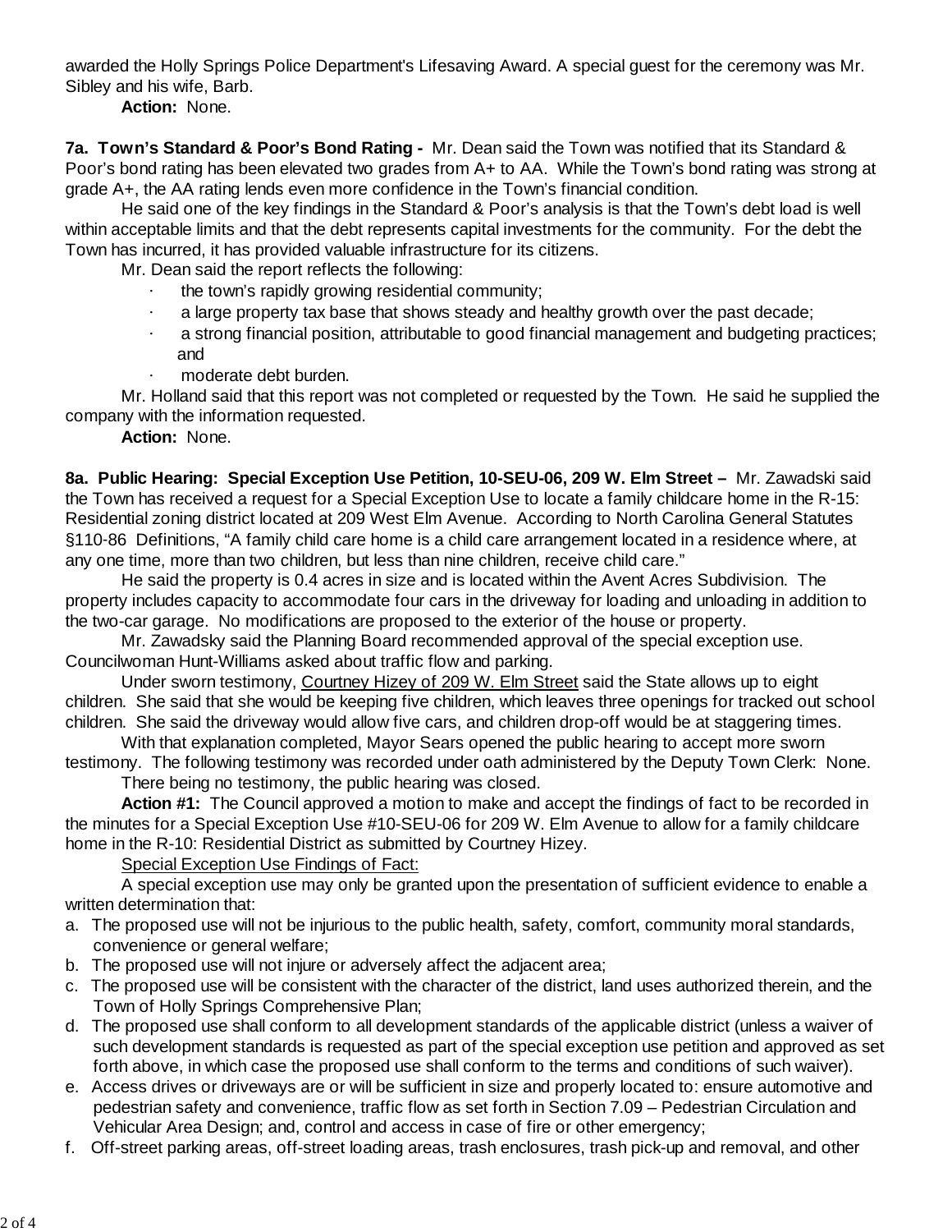awarded the Holly Springs Police Department's Lifesaving Award. A special guest for the ceremony was Mr. Sibley and his wife, Barb.

**Action:** None.

**7a. Town's Standard & Poor's Bond Rating -** Mr. Dean said the Town was notified that its Standard & Poor's bond rating has been elevated two grades from A+ to AA. While the Town's bond rating was strong at grade A+, the AA rating lends even more confidence in the Town's financial condition.

He said one of the key findings in the Standard & Poor's analysis is that the Town's debt load is well within acceptable limits and that the debt represents capital investments for the community. For the debt the Town has incurred, it has provided valuable infrastructure for its citizens.

Mr. Dean said the report reflects the following:

- the town's rapidly growing residential community;
- a large property tax base that shows steady and healthy growth over the past decade;
- a strong financial position, attributable to good financial management and budgeting practices; and
- moderate debt burden.

Mr. Holland said that this report was not completed or requested by the Town. He said he supplied the company with the information requested.

**Action:** None.

**8a. Public Hearing: Special Exception Use Petition, 10-SEU-06, 209 W. Elm Street –** Mr. Zawadski said the Town has received a request for a Special Exception Use to locate a family childcare home in the R-15: Residential zoning district located at 209 West Elm Avenue. According to North Carolina General Statutes §110-86 Definitions, "A family child care home is a child care arrangement located in a residence where, at any one time, more than two children, but less than nine children, receive child care."

He said the property is 0.4 acres in size and is located within the Avent Acres Subdivision. The property includes capacity to accommodate four cars in the driveway for loading and unloading in addition to the two-car garage. No modifications are proposed to the exterior of the house or property.

Mr. Zawadsky said the Planning Board recommended approval of the special exception use. Councilwoman Hunt-Williams asked about traffic flow and parking.

Under sworn testimony, Courtney Hizey of 209 W. Elm Street said the State allows up to eight children. She said that she would be keeping five children, which leaves three openings for tracked out school children. She said the driveway would allow five cars, and children drop-off would be at staggering times.

With that explanation completed, Mayor Sears opened the public hearing to accept more sworn testimony. The following testimony was recorded under oath administered by the Deputy Town Clerk: None.

There being no testimony, the public hearing was closed.

**Action #1:** The Council approved a motion to make and accept the findings of fact to be recorded in the minutes for a Special Exception Use #10-SEU-06 for 209 W. Elm Avenue to allow for a family childcare home in the R-10: Residential District as submitted by Courtney Hizey.

Special Exception Use Findings of Fact:

A special exception use may only be granted upon the presentation of sufficient evidence to enable a written determination that:

a. The proposed use will not be injurious to the public health, safety, comfort, community moral standards, convenience or general welfare;
b. The proposed use will not injure or adversely affect the adjacent area;
c. The proposed use will be consistent with the character of the district, land uses authorized therein, and the Town of Holly Springs Comprehensive Plan;
d. The proposed use shall conform to all development standards of the applicable district (unless a waiver of such development standards is requested as part of the special exception use petition and approved as set forth above, in which case the proposed use shall conform to the terms and conditions of such waiver).
e. Access drives or driveways are or will be sufficient in size and properly located to: ensure automotive and pedestrian safety and convenience, traffic flow as set forth in Section 7.09 – Pedestrian Circulation and Vehicular Area Design; and, control and access in case of fire or other emergency;
f. Off-street parking areas, off-street loading areas, trash enclosures, trash pick-up and removal, and other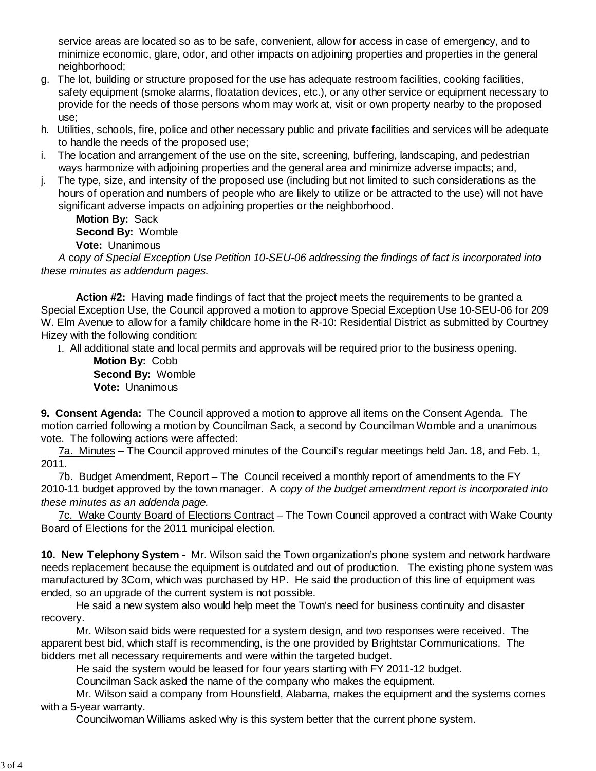service areas are located so as to be safe, convenient, allow for access in case of emergency, and to minimize economic, glare, odor, and other impacts on adjoining properties and properties in the general neighborhood;

g. The lot, building or structure proposed for the use has adequate restroom facilities, cooking facilities, safety equipment (smoke alarms, floatation devices, etc.), or any other service or equipment necessary to provide for the needs of those persons whom may work at, visit or own property nearby to the proposed use;

h. Utilities, schools, fire, police and other necessary public and private facilities and services will be adequate to handle the needs of the proposed use;

i. The location and arrangement of the use on the site, screening, buffering, landscaping, and pedestrian ways harmonize with adjoining properties and the general area and minimize adverse impacts; and,

j. The type, size, and intensity of the proposed use (including but not limited to such considerations as the hours of operation and numbers of people who are likely to utilize or be attracted to the use) will not have significant adverse impacts on adjoining properties or the neighborhood.

**Motion By:** Sack
**Second By:** Womble
**Vote:** Unanimous

*A copy of Special Exception Use Petition 10-SEU-06 addressing the findings of fact is incorporated into these minutes as addendum pages.*

**Action #2:** Having made findings of fact that the project meets the requirements to be granted a Special Exception Use, the Council approved a motion to approve Special Exception Use 10-SEU-06 for 209 W. Elm Avenue to allow for a family childcare home in the R-10: Residential District as submitted by Courtney Hizey with the following condition:

1. All additional state and local permits and approvals will be required prior to the business opening.

**Motion By:** Cobb
**Second By:** Womble
**Vote:** Unanimous

**9. Consent Agenda:** The Council approved a motion to approve all items on the Consent Agenda. The motion carried following a motion by Councilman Sack, a second by Councilman Womble and a unanimous vote. The following actions were affected:

7a. Minutes – The Council approved minutes of the Council's regular meetings held Jan. 18, and Feb. 1, 2011.

7b. Budget Amendment, Report – The Council received a monthly report of amendments to the FY 2010-11 budget approved by the town manager. A c*opy of the budget amendment report is incorporated into these minutes as an addenda page.*

7c. Wake County Board of Elections Contract – The Town Council approved a contract with Wake County Board of Elections for the 2011 municipal election.

**10. New Telephony System -** Mr. Wilson said the Town organization's phone system and network hardware needs replacement because the equipment is outdated and out of production. The existing phone system was manufactured by 3Com, which was purchased by HP. He said the production of this line of equipment was ended, so an upgrade of the current system is not possible.

He said a new system also would help meet the Town's need for business continuity and disaster recovery.

Mr. Wilson said bids were requested for a system design, and two responses were received. The apparent best bid, which staff is recommending, is the one provided by Brightstar Communications. The bidders met all necessary requirements and were within the targeted budget.

He said the system would be leased for four years starting with FY 2011-12 budget.

Councilman Sack asked the name of the company who makes the equipment.

Mr. Wilson said a company from Hounsfield, Alabama, makes the equipment and the systems comes with a 5-year warranty.

Councilwoman Williams asked why is this system better that the current phone system.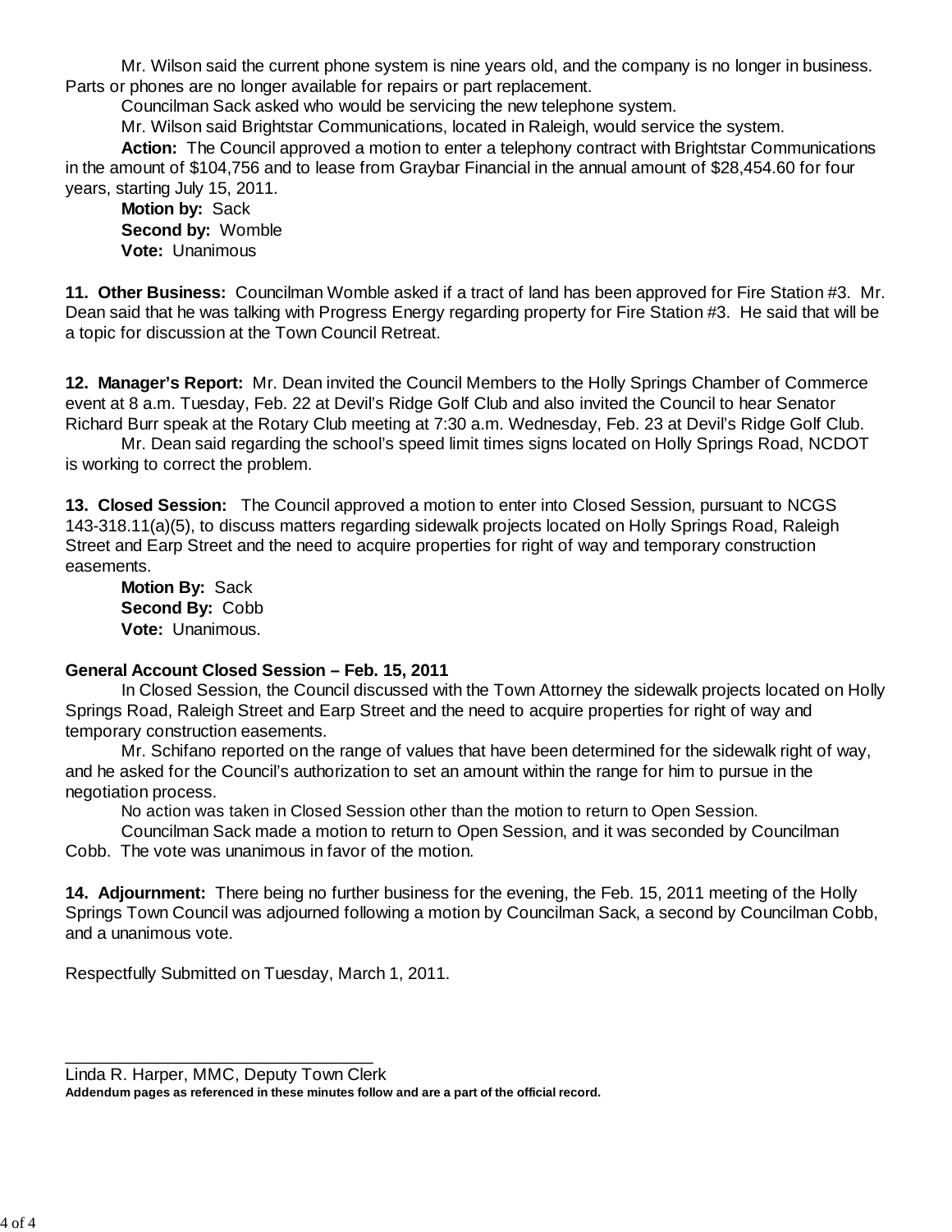Mr. Wilson said the current phone system is nine years old, and the company is no longer in business. Parts or phones are no longer available for repairs or part replacement.

Councilman Sack asked who would be servicing the new telephone system.

Mr. Wilson said Brightstar Communications, located in Raleigh, would service the system.

**Action:** The Council approved a motion to enter a telephony contract with Brightstar Communications in the amount of $104,756 and to lease from Graybar Financial in the annual amount of $28,454.60 for four years, starting July 15, 2011.

**Motion by:** Sack
**Second by:** Womble
**Vote:** Unanimous

**11. Other Business:** Councilman Womble asked if a tract of land has been approved for Fire Station #3. Mr. Dean said that he was talking with Progress Energy regarding property for Fire Station #3. He said that will be a topic for discussion at the Town Council Retreat.

**12. Manager's Report:** Mr. Dean invited the Council Members to the Holly Springs Chamber of Commerce event at 8 a.m. Tuesday, Feb. 22 at Devil's Ridge Golf Club and also invited the Council to hear Senator Richard Burr speak at the Rotary Club meeting at 7:30 a.m. Wednesday, Feb. 23 at Devil's Ridge Golf Club.

Mr. Dean said regarding the school's speed limit times signs located on Holly Springs Road, NCDOT is working to correct the problem.

**13. Closed Session:** The Council approved a motion to enter into Closed Session, pursuant to NCGS 143-318.11(a)(5), to discuss matters regarding sidewalk projects located on Holly Springs Road, Raleigh Street and Earp Street and the need to acquire properties for right of way and temporary construction easements.

**Motion By:** Sack
**Second By:** Cobb
**Vote:** Unanimous.

**General Account Closed Session – Feb. 15, 2011**

In Closed Session, the Council discussed with the Town Attorney the sidewalk projects located on Holly Springs Road, Raleigh Street and Earp Street and the need to acquire properties for right of way and temporary construction easements.

Mr. Schifano reported on the range of values that have been determined for the sidewalk right of way, and he asked for the Council's authorization to set an amount within the range for him to pursue in the negotiation process.

No action was taken in Closed Session other than the motion to return to Open Session.

Councilman Sack made a motion to return to Open Session, and it was seconded by Councilman Cobb. The vote was unanimous in favor of the motion.

**14. Adjournment:** There being no further business for the evening, the Feb. 15, 2011 meeting of the Holly Springs Town Council was adjourned following a motion by Councilman Sack, a second by Councilman Cobb, and a unanimous vote.

Respectfully Submitted on Tuesday, March 1, 2011.

_________________________________
Linda R. Harper, MMC, Deputy Town Clerk

**Addendum pages as referenced in these minutes follow and are a part of the official record.**